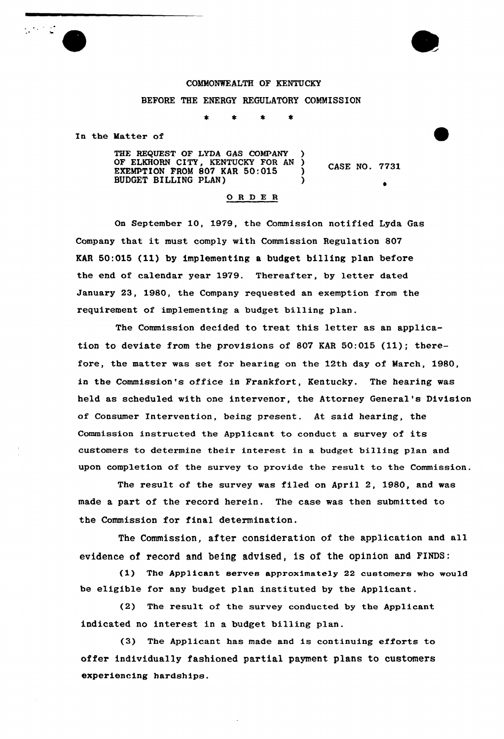COMMONWEALTH OF KENTUCKY

BEFORE THE ENERGY REGULATORY COMMISSION

\* \* \* \*

In the Matter of

THE REQUEST OF LYDA GAS COMPANY OF ELKHORN CITY, KENTUCKY FOR AN EXEMPTION FROM 807 KAR 50:015 BUDGET BILLING PLAN) ) ) ) ) CASE NO. 7731

## ORDER

On September 10, 1979, the Commission notified Lyda Gas Company that it must comply with Commission Regulation 807 KAR 50:015 (11) by implementing a budget billing plan before the end of calendar year 1979. Thereafter, by letter dated January 23, 1980, the Company requested an exemption from the requirement of implementing a budget billing plan.

The Commission decided to treat this letter as an application to deviate from the provisions of 807 KAR 50:015 (11); therefore, the matter was set for hearing on the 12th day of March, 1980, in the Commission's office in Frankfort, Kentucky. The hearing was held as scheduled with one intervenor, the Attorney General's Division of Consumer Intervention, being present. At said hearing, the Commission instructed the Applicant to conduct a survey of its customers to determine their interest in a budget billing plan and upon completion of the survey to provide the result to the Commission.

The result of the survey was filed on April 2, 1980, and was made a part of the record herein. The case was then submitted to the Commission for final determination.

The Commission, after consideration of the application and all evidence of record and being advised, is of the opinion and FINDS:

(1) The Applicant serves approximately 22 customers who would be eligible for any budget plan instituted by the Applicant.

(2) The result of the survey conducted by the Applicant indicated no interest in a budget billing plan.

(3) The Applicant has made and is continuing efforts to offer individually fashioned partial payment plans to customers experiencing hardships.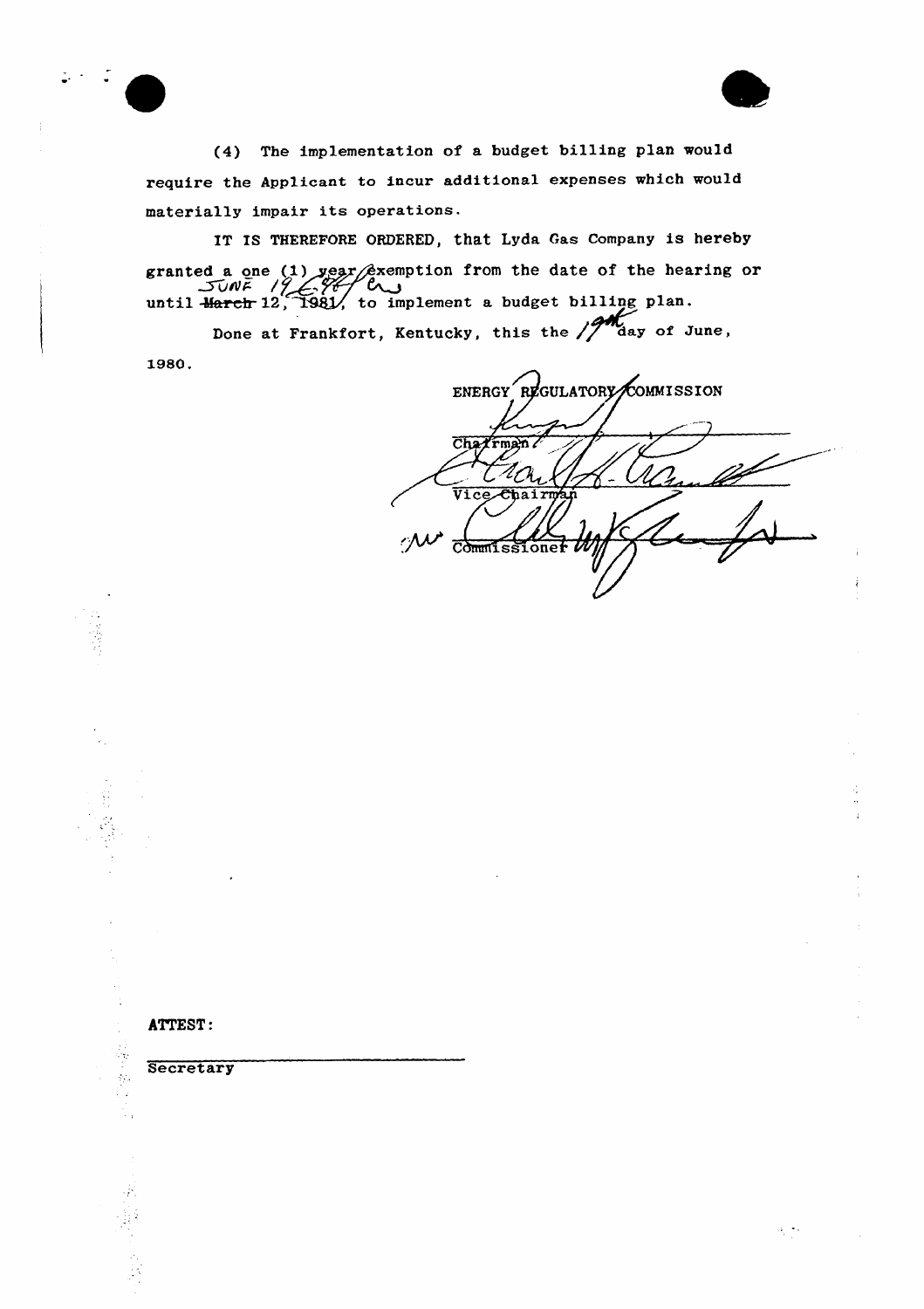(4) The implementation of a budget billing plan would require the Applicant to incur additional expenses which would materially impair its operations.

IT IS THEREFORE ORDERED, that Lyda Gas Company is hereby granted a one (1) year exemption from the date of the hearing or until ~~March 12, 1981~~ June 19, 1981, to implement a budget billing plan.

Done at Frankfort, Kentucky, this the 19th day of June, 1980.

ENERGY REGULATORY COMMISSION

Chairman

Vice Chairman

Commissioner

ATTEST:

Secretary